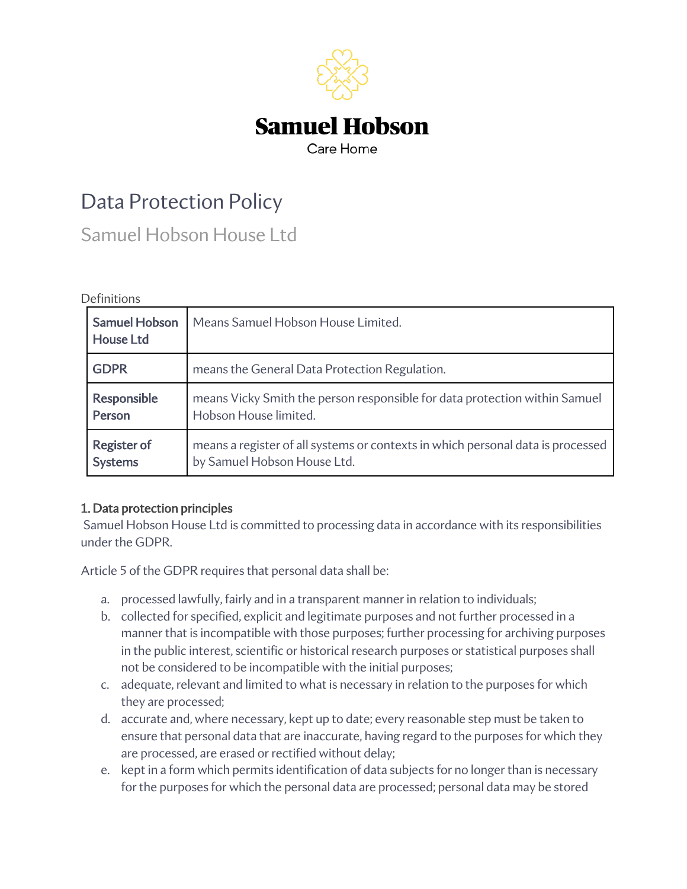**Samuel Hobson**

Care Home

# Data Protection Policy

## Samuel Hobson House Ltd

Definitions

| | |
|---|---|
| **Samuel Hobson House Ltd** | Means Samuel Hobson House Limited. |
| **GDPR** | means the General Data Protection Regulation. |
| **Responsible Person** | means Vicky Smith the person responsible for data protection within Samuel Hobson House limited. |
| **Register of Systems** | means a register of all systems or contexts in which personal data is processed by Samuel Hobson House Ltd. |

**1. Data protection principles**

Samuel Hobson House Ltd is committed to processing data in accordance with its responsibilities under the GDPR.

Article 5 of the GDPR requires that personal data shall be:

a. processed lawfully, fairly and in a transparent manner in relation to individuals;
b. collected for specified, explicit and legitimate purposes and not further processed in a manner that is incompatible with those purposes; further processing for archiving purposes in the public interest, scientific or historical research purposes or statistical purposes shall not be considered to be incompatible with the initial purposes;
c. adequate, relevant and limited to what is necessary in relation to the purposes for which they are processed;
d. accurate and, where necessary, kept up to date; every reasonable step must be taken to ensure that personal data that are inaccurate, having regard to the purposes for which they are processed, are erased or rectified without delay;
e. kept in a form which permits identification of data subjects for no longer than is necessary for the purposes for which the personal data are processed; personal data may be stored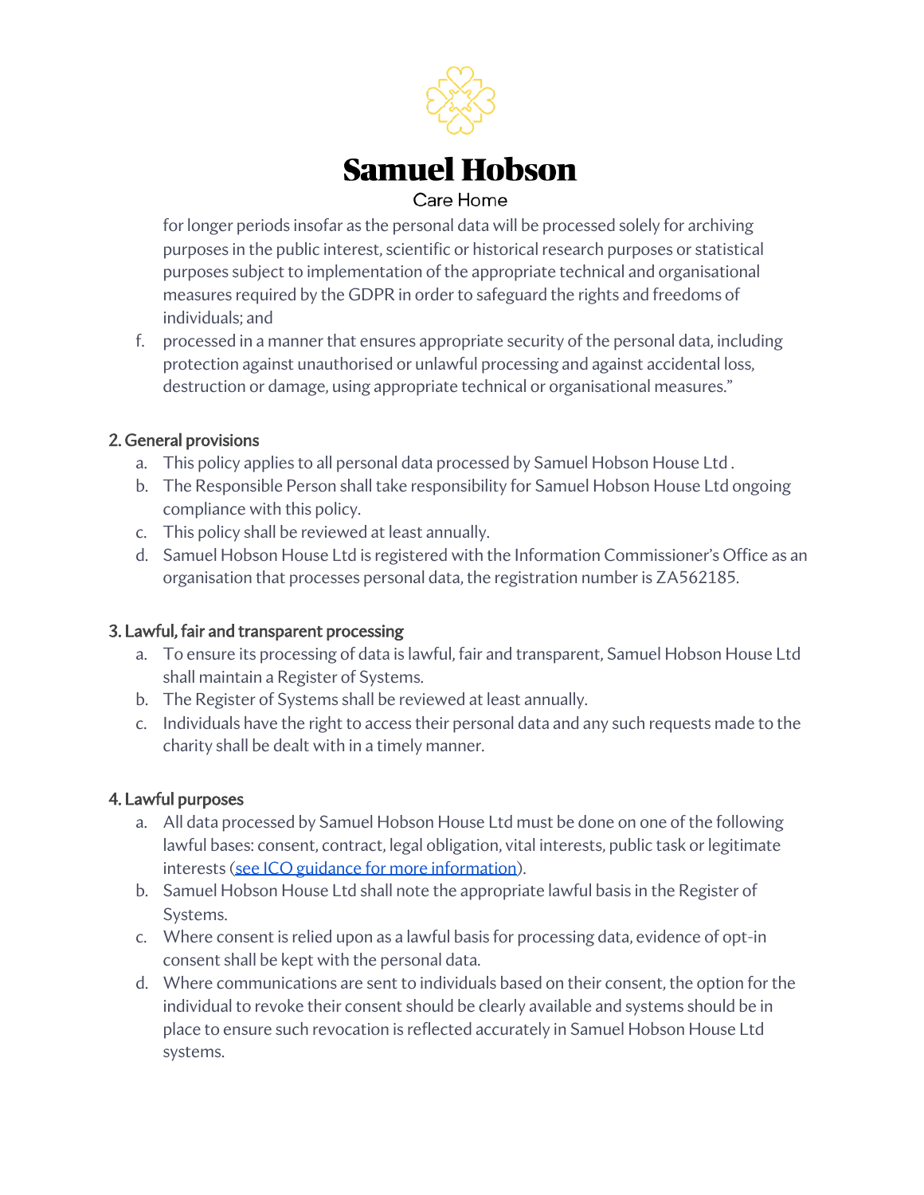for longer periods insofar as the personal data will be processed solely for archiving purposes in the public interest, scientific or historical research purposes or statistical purposes subject to implementation of the appropriate technical and organisational measures required by the GDPR in order to safeguard the rights and freedoms of individuals; and

f. processed in a manner that ensures appropriate security of the personal data, including protection against unauthorised or unlawful processing and against accidental loss, destruction or damage, using appropriate technical or organisational measures."

## 2. General provisions

a. This policy applies to all personal data processed by Samuel Hobson House Ltd .
b. The Responsible Person shall take responsibility for Samuel Hobson House Ltd ongoing compliance with this policy.
c. This policy shall be reviewed at least annually.
d. Samuel Hobson House Ltd is registered with the Information Commissioner's Office as an organisation that processes personal data, the registration number is ZA562185.

## 3. Lawful, fair and transparent processing

a. To ensure its processing of data is lawful, fair and transparent, Samuel Hobson House Ltd shall maintain a Register of Systems.
b. The Register of Systems shall be reviewed at least annually.
c. Individuals have the right to access their personal data and any such requests made to the charity shall be dealt with in a timely manner.

## 4. Lawful purposes

a. All data processed by Samuel Hobson House Ltd must be done on one of the following lawful bases: consent, contract, legal obligation, vital interests, public task or legitimate interests (see ICO guidance for more information).
b. Samuel Hobson House Ltd shall note the appropriate lawful basis in the Register of Systems.
c. Where consent is relied upon as a lawful basis for processing data, evidence of opt-in consent shall be kept with the personal data.
d. Where communications are sent to individuals based on their consent, the option for the individual to revoke their consent should be clearly available and systems should be in place to ensure such revocation is reflected accurately in Samuel Hobson House Ltd systems.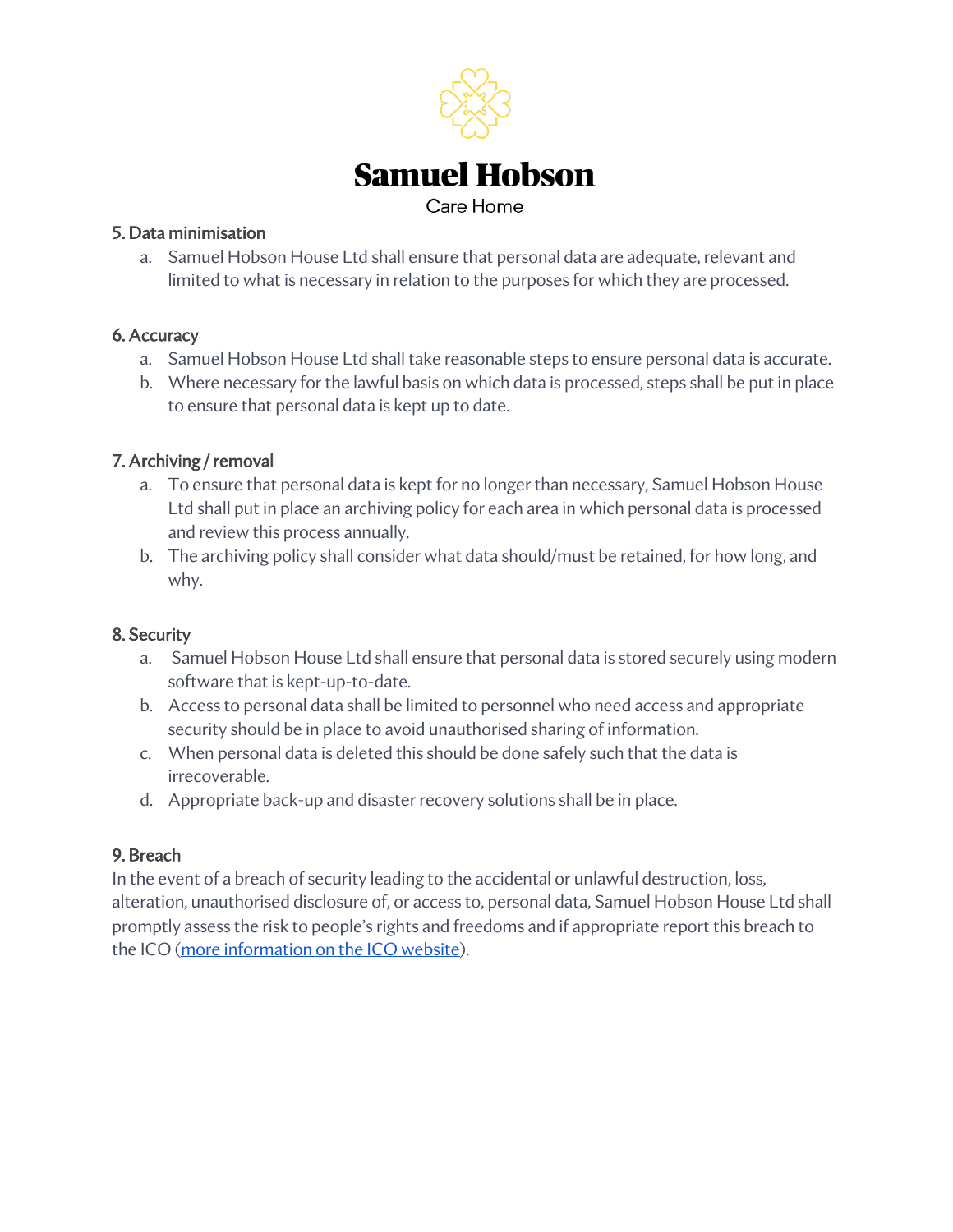### 5. Data minimisation

a. Samuel Hobson House Ltd shall ensure that personal data are adequate, relevant and limited to what is necessary in relation to the purposes for which they are processed.

### 6. Accuracy

a. Samuel Hobson House Ltd shall take reasonable steps to ensure personal data is accurate.
b. Where necessary for the lawful basis on which data is processed, steps shall be put in place to ensure that personal data is kept up to date.

### 7. Archiving / removal

a. To ensure that personal data is kept for no longer than necessary, Samuel Hobson House Ltd shall put in place an archiving policy for each area in which personal data is processed and review this process annually.
b. The archiving policy shall consider what data should/must be retained, for how long, and why.

### 8. Security

a. Samuel Hobson House Ltd shall ensure that personal data is stored securely using modern software that is kept-up-to-date.
b. Access to personal data shall be limited to personnel who need access and appropriate security should be in place to avoid unauthorised sharing of information.
c. When personal data is deleted this should be done safely such that the data is irrecoverable.
d. Appropriate back-up and disaster recovery solutions shall be in place.

### 9. Breach

In the event of a breach of security leading to the accidental or unlawful destruction, loss, alteration, unauthorised disclosure of, or access to, personal data, Samuel Hobson House Ltd shall promptly assess the risk to people's rights and freedoms and if appropriate report this breach to the ICO (more information on the ICO website).